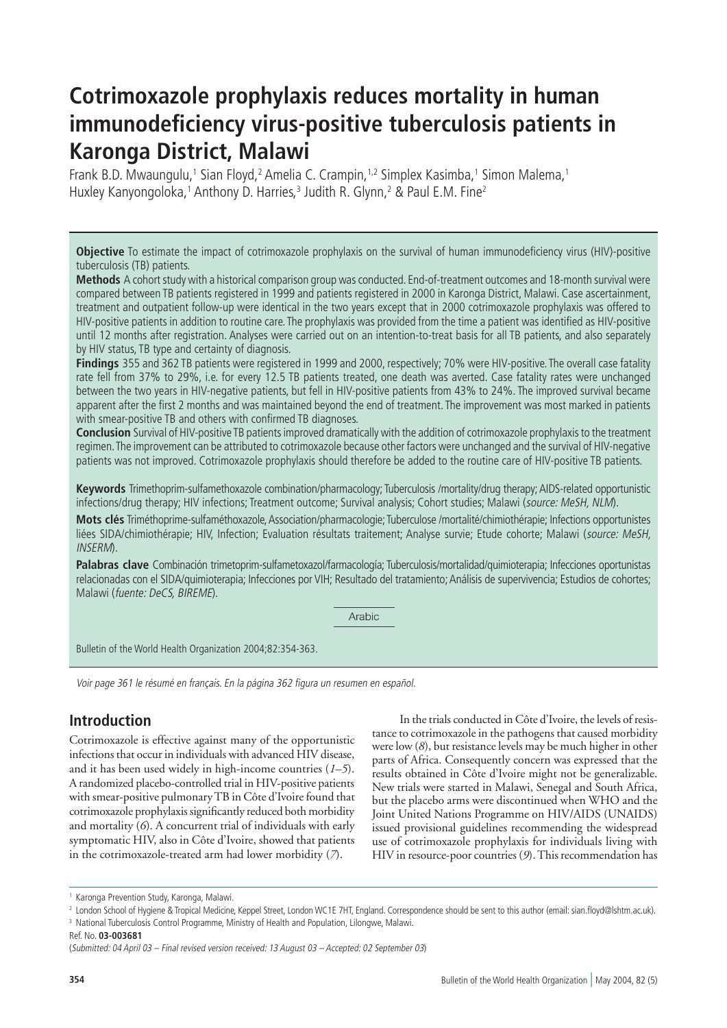# Cotrimoxazole prophylaxis reduces mortality in human immunodeficiency virus-positive tuberculosis patients in Karonga District, Malawi

Frank B.D. Mwaungulu,[1] Sian Floyd,[2] Amelia C. Crampin,[1,2] Simplex Kasimba,[1] Simon Malema,[1] Huxley Kanyongoloka,[1] Anthony D. Harries,[3] Judith R. Glynn,[2] & Paul E.M. Fine[2]

**Objective** To estimate the impact of cotrimoxazole prophylaxis on the survival of human immunodeficiency virus (HIV)-positive tuberculosis (TB) patients.

**Methods** A cohort study with a historical comparison group was conducted. End-of-treatment outcomes and 18-month survival were compared between TB patients registered in 1999 and patients registered in 2000 in Karonga District, Malawi. Case ascertainment, treatment and outpatient follow-up were identical in the two years except that in 2000 cotrimoxazole prophylaxis was offered to HIV-positive patients in addition to routine care. The prophylaxis was provided from the time a patient was identified as HIV-positive until 12 months after registration. Analyses were carried out on an intention-to-treat basis for all TB patients, and also separately by HIV status, TB type and certainty of diagnosis.

**Findings** 355 and 362 TB patients were registered in 1999 and 2000, respectively; 70% were HIV-positive. The overall case fatality rate fell from 37% to 29%, i.e. for every 12.5 TB patients treated, one death was averted. Case fatality rates were unchanged between the two years in HIV-negative patients, but fell in HIV-positive patients from 43% to 24%. The improved survival became apparent after the first 2 months and was maintained beyond the end of treatment. The improvement was most marked in patients with smear-positive TB and others with confirmed TB diagnoses.

**Conclusion** Survival of HIV-positive TB patients improved dramatically with the addition of cotrimoxazole prophylaxis to the treatment regimen. The improvement can be attributed to cotrimoxazole because other factors were unchanged and the survival of HIV-negative patients was not improved. Cotrimoxazole prophylaxis should therefore be added to the routine care of HIV-positive TB patients.

**Keywords** Trimethoprim-sulfamethoxazole combination/pharmacology; Tuberculosis /mortality/drug therapy; AIDS-related opportunistic infections/drug therapy; HIV infections; Treatment outcome; Survival analysis; Cohort studies; Malawi (*source: MeSH, NLM*).

**Mots clés** Triméthoprime-sulfaméthoxazole, Association/pharmacologie; Tuberculose /mortalité/chimiothérapie; Infections opportunistes liées SIDA/chimiothérapie; HIV, Infection; Evaluation résultats traitement; Analyse survie; Etude cohorte; Malawi (*source: MeSH, INSERM*).

**Palabras clave** Combinación trimetoprim-sulfametoxazol/farmacología; Tuberculosis/mortalidad/quimioterapia; Infecciones oportunistas relacionadas con el SIDA/quimioterapia; Infecciones por VIH; Resultado del tratamiento; Análisis de supervivencia; Estudios de cohortes; Malawi (*fuente: DeCS, BIREME*).

Arabic

Bulletin of the World Health Organization 2004;82:354-363.

*Voir page 361 le résumé en français. En la página 362 figura un resumen en español.*

## Introduction

Cotrimoxazole is effective against many of the opportunistic infections that occur in individuals with advanced HIV disease, and it has been used widely in high-income countries (*1–5*). A randomized placebo-controlled trial in HIV-positive patients with smear-positive pulmonary TB in Côte d'Ivoire found that cotrimoxazole prophylaxis significantly reduced both morbidity and mortality (*6*). A concurrent trial of individuals with early symptomatic HIV, also in Côte d'Ivoire, showed that patients in the cotrimoxazole-treated arm had lower morbidity (*7*).

In the trials conducted in Côte d'Ivoire, the levels of resistance to cotrimoxazole in the pathogens that caused morbidity were low (*8*), but resistance levels may be much higher in other parts of Africa. Consequently concern was expressed that the results obtained in Côte d'Ivoire might not be generalizable. New trials were started in Malawi, Senegal and South Africa, but the placebo arms were discontinued when WHO and the Joint United Nations Programme on HIV/AIDS (UNAIDS) issued provisional guidelines recommending the widespread use of cotrimoxazole prophylaxis for individuals living with HIV in resource-poor countries (*9*). This recommendation has

[1] Karonga Prevention Study, Karonga, Malawi.

[2] London School of Hygiene & Tropical Medicine, Keppel Street, London WC1E 7HT, England. Correspondence should be sent to this author (email: sian.floyd@lshtm.ac.uk).

[3] National Tuberculosis Control Programme, Ministry of Health and Population, Lilongwe, Malawi.

Ref. No. **03-003681**

(*Submitted: 04 April 03 – Final revised version received: 13 August 03 – Accepted: 02 September 03*)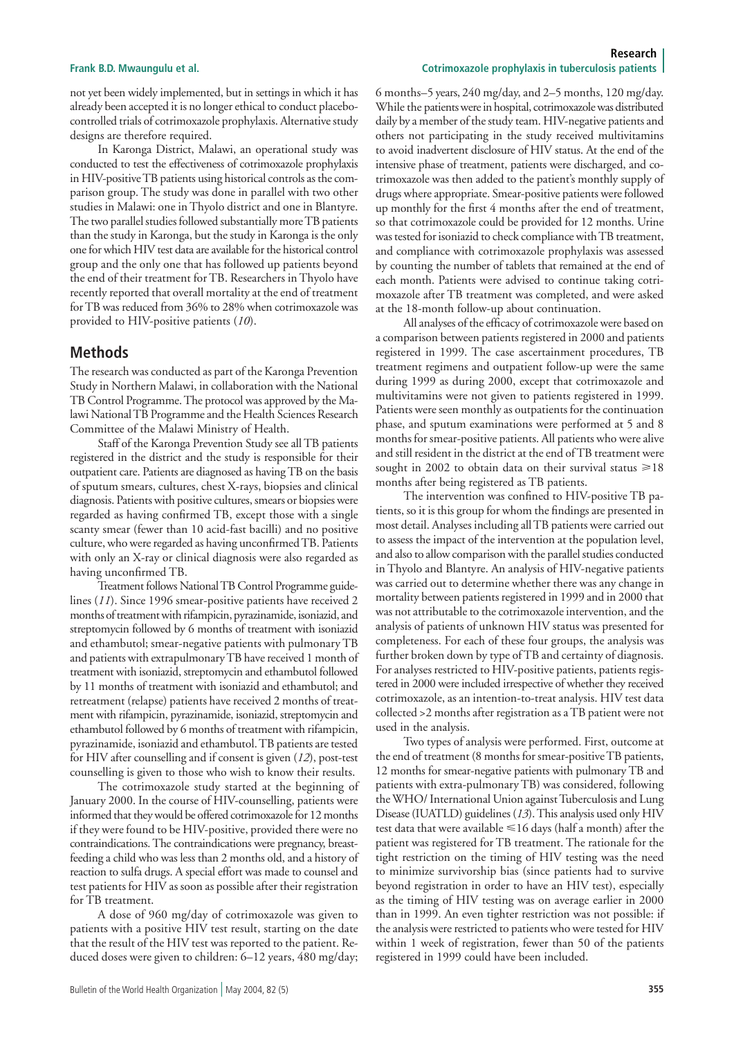not yet been widely implemented, but in settings in which it has already been accepted it is no longer ethical to conduct placebo-controlled trials of cotrimoxazole prophylaxis. Alternative study designs are therefore required.

In Karonga District, Malawi, an operational study was conducted to test the effectiveness of cotrimoxazole prophylaxis in HIV-positive TB patients using historical controls as the comparison group. The study was done in parallel with two other studies in Malawi: one in Thyolo district and one in Blantyre. The two parallel studies followed substantially more TB patients than the study in Karonga, but the study in Karonga is the only one for which HIV test data are available for the historical control group and the only one that has followed up patients beyond the end of their treatment for TB. Researchers in Thyolo have recently reported that overall mortality at the end of treatment for TB was reduced from 36% to 28% when cotrimoxazole was provided to HIV-positive patients (*10*).

## Methods

The research was conducted as part of the Karonga Prevention Study in Northern Malawi, in collaboration with the National TB Control Programme. The protocol was approved by the Malawi National TB Programme and the Health Sciences Research Committee of the Malawi Ministry of Health.

Staff of the Karonga Prevention Study see all TB patients registered in the district and the study is responsible for their outpatient care. Patients are diagnosed as having TB on the basis of sputum smears, cultures, chest X-rays, biopsies and clinical diagnosis. Patients with positive cultures, smears or biopsies were regarded as having confirmed TB, except those with a single scanty smear (fewer than 10 acid-fast bacilli) and no positive culture, who were regarded as having unconfirmed TB. Patients with only an X-ray or clinical diagnosis were also regarded as having unconfirmed TB.

Treatment follows National TB Control Programme guidelines (*11*). Since 1996 smear-positive patients have received 2 months of treatment with rifampicin, pyrazinamide, isoniazid, and streptomycin followed by 6 months of treatment with isoniazid and ethambutol; smear-negative patients with pulmonary TB and patients with extrapulmonary TB have received 1 month of treatment with isoniazid, streptomycin and ethambutol followed by 11 months of treatment with isoniazid and ethambutol; and retreatment (relapse) patients have received 2 months of treatment with rifampicin, pyrazinamide, isoniazid, streptomycin and ethambutol followed by 6 months of treatment with rifampicin, pyrazinamide, isoniazid and ethambutol. TB patients are tested for HIV after counselling and if consent is given (*12*), post-test counselling is given to those who wish to know their results.

The cotrimoxazole study started at the beginning of January 2000. In the course of HIV-counselling, patients were informed that they would be offered cotrimoxazole for 12 months if they were found to be HIV-positive, provided there were no contraindications. The contraindications were pregnancy, breastfeeding a child who was less than 2 months old, and a history of reaction to sulfa drugs. A special effort was made to counsel and test patients for HIV as soon as possible after their registration for TB treatment.

A dose of 960 mg/day of cotrimoxazole was given to patients with a positive HIV test result, starting on the date that the result of the HIV test was reported to the patient. Reduced doses were given to children: 6–12 years, 480 mg/day; 6 months–5 years, 240 mg/day, and 2–5 months, 120 mg/day. While the patients were in hospital, cotrimoxazole was distributed daily by a member of the study team. HIV-negative patients and others not participating in the study received multivitamins to avoid inadvertent disclosure of HIV status. At the end of the intensive phase of treatment, patients were discharged, and cotrimoxazole was then added to the patient's monthly supply of drugs where appropriate. Smear-positive patients were followed up monthly for the first 4 months after the end of treatment, so that cotrimoxazole could be provided for 12 months. Urine was tested for isoniazid to check compliance with TB treatment, and compliance with cotrimoxazole prophylaxis was assessed by counting the number of tablets that remained at the end of each month. Patients were advised to continue taking cotrimoxazole after TB treatment was completed, and were asked at the 18-month follow-up about continuation.

All analyses of the efficacy of cotrimoxazole were based on a comparison between patients registered in 2000 and patients registered in 1999. The case ascertainment procedures, TB treatment regimens and outpatient follow-up were the same during 1999 as during 2000, except that cotrimoxazole and multivitamins were not given to patients registered in 1999. Patients were seen monthly as outpatients for the continuation phase, and sputum examinations were performed at 5 and 8 months for smear-positive patients. All patients who were alive and still resident in the district at the end of TB treatment were sought in 2002 to obtain data on their survival status $\geq 18$ months after being registered as TB patients.

The intervention was confined to HIV-positive TB patients, so it is this group for whom the findings are presented in most detail. Analyses including all TB patients were carried out to assess the impact of the intervention at the population level, and also to allow comparison with the parallel studies conducted in Thyolo and Blantyre. An analysis of HIV-negative patients was carried out to determine whether there was any change in mortality between patients registered in 1999 and in 2000 that was not attributable to the cotrimoxazole intervention, and the analysis of patients of unknown HIV status was presented for completeness. For each of these four groups, the analysis was further broken down by type of TB and certainty of diagnosis. For analyses restricted to HIV-positive patients, patients registered in 2000 were included irrespective of whether they received cotrimoxazole, as an intention-to-treat analysis. HIV test data collected >2 months after registration as a TB patient were not used in the analysis.

Two types of analysis were performed. First, outcome at the end of treatment (8 months for smear-positive TB patients, 12 months for smear-negative patients with pulmonary TB and patients with extra-pulmonary TB) was considered, following the WHO/ International Union against Tuberculosis and Lung Disease (IUATLD) guidelines (*13*). This analysis used only HIV test data that were available $\leq 16$ days (half a month) after the patient was registered for TB treatment. The rationale for the tight restriction on the timing of HIV testing was the need to minimize survivorship bias (since patients had to survive beyond registration in order to have an HIV test), especially as the timing of HIV testing was on average earlier in 2000 than in 1999. An even tighter restriction was not possible: if the analysis were restricted to patients who were tested for HIV within 1 week of registration, fewer than 50 of the patients registered in 1999 could have been included.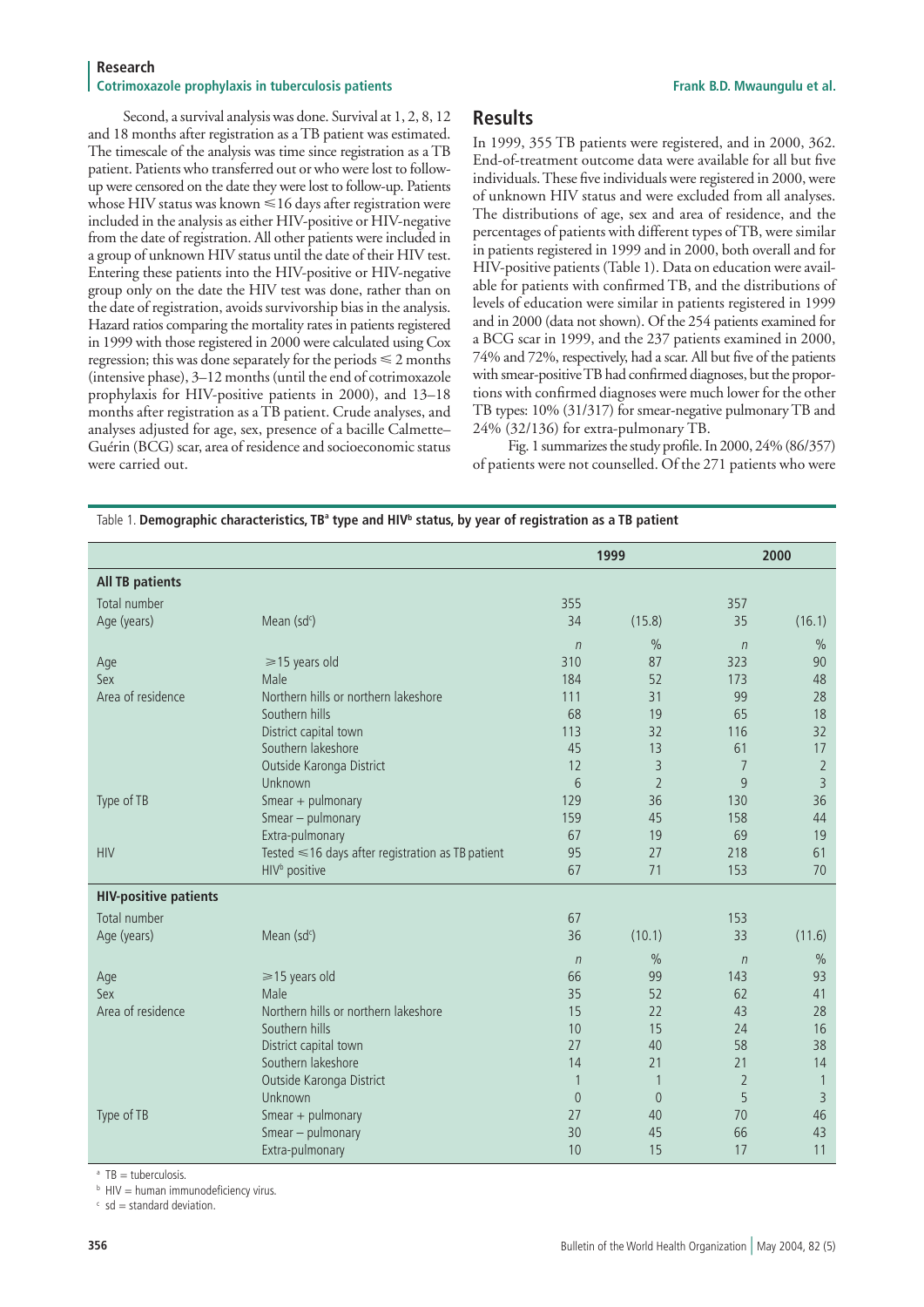Second, a survival analysis was done. Survival at 1, 2, 8, 12 and 18 months after registration as a TB patient was estimated. The timescale of the analysis was time since registration as a TB patient. Patients who transferred out or who were lost to follow-up were censored on the date they were lost to follow-up. Patients whose HIV status was known ≤16 days after registration were included in the analysis as either HIV-positive or HIV-negative from the date of registration. All other patients were included in a group of unknown HIV status until the date of their HIV test. Entering these patients into the HIV-positive or HIV-negative group only on the date the HIV test was done, rather than on the date of registration, avoids survivorship bias in the analysis. Hazard ratios comparing the mortality rates in patients registered in 1999 with those registered in 2000 were calculated using Cox regression; this was done separately for the periods ≤ 2 months (intensive phase), 3–12 months (until the end of cotrimoxazole prophylaxis for HIV-positive patients in 2000), and 13–18 months after registration as a TB patient. Crude analyses, and analyses adjusted for age, sex, presence of a bacille Calmette–Guérin (BCG) scar, area of residence and socioeconomic status were carried out.

## Results

In 1999, 355 TB patients were registered, and in 2000, 362. End-of-treatment outcome data were available for all but five individuals. These five individuals were registered in 2000, were of unknown HIV status and were excluded from all analyses. The distributions of age, sex and area of residence, and the percentages of patients with different types of TB, were similar in patients registered in 1999 and in 2000, both overall and for HIV-positive patients (Table 1). Data on education were available for patients with confirmed TB, and the distributions of levels of education were similar in patients registered in 1999 and in 2000 (data not shown). Of the 254 patients examined for a BCG scar in 1999, and the 237 patients examined in 2000, 74% and 72%, respectively, had a scar. All but five of the patients with smear-positive TB had confirmed diagnoses, but the proportions with confirmed diagnoses were much lower for the other TB types: 10% (31/317) for smear-negative pulmonary TB and 24% (32/136) for extra-pulmonary TB.

Fig. 1 summarizes the study profile. In 2000, 24% (86/357) of patients were not counselled. Of the 271 patients who were

Table 1. **Demographic characteristics, TB[a] type and HIV[b] status, by year of registration as a TB patient**

| | | 1999 | | 2000 | |
|---|---|---|---|---|---|
| **All TB patients** | | | | | |
| Total number | | 355 | | 357 | |
| Age (years) | Mean (sd[c]) | 34 | (15.8) | 35 | (16.1) |
| | | *n* | % | *n* | % |
| Age | ≥15 years old | 310 | 87 | 323 | 90 |
| Sex | Male | 184 | 52 | 173 | 48 |
| Area of residence | Northern hills or northern lakeshore | 111 | 31 | 99 | 28 |
| | Southern hills | 68 | 19 | 65 | 18 |
| | District capital town | 113 | 32 | 116 | 32 |
| | Southern lakeshore | 45 | 13 | 61 | 17 |
| | Outside Karonga District | 12 | 3 | 7 | 2 |
| | Unknown | 6 | 2 | 9 | 3 |
| Type of TB | Smear + pulmonary | 129 | 36 | 130 | 36 |
| | Smear – pulmonary | 159 | 45 | 158 | 44 |
| | Extra-pulmonary | 67 | 19 | 69 | 19 |
| HIV | Tested ≤16 days after registration as TB patient | 95 | 27 | 218 | 61 |
| | HIV[b] positive | 67 | 71 | 153 | 70 |
| **HIV-positive patients** | | | | | |
| Total number | | 67 | | 153 | |
| Age (years) | Mean (sd[c]) | 36 | (10.1) | 33 | (11.6) |
| | | *n* | % | *n* | % |
| Age | ≥15 years old | 66 | 99 | 143 | 93 |
| Sex | Male | 35 | 52 | 62 | 41 |
| Area of residence | Northern hills or northern lakeshore | 15 | 22 | 43 | 28 |
| | Southern hills | 10 | 15 | 24 | 16 |
| | District capital town | 27 | 40 | 58 | 38 |
| | Southern lakeshore | 14 | 21 | 21 | 14 |
| | Outside Karonga District | 1 | 1 | 2 | 1 |
| | Unknown | 0 | 0 | 5 | 3 |
| Type of TB | Smear + pulmonary | 27 | 40 | 70 | 46 |
| | Smear – pulmonary | 30 | 45 | 66 | 43 |
| | Extra-pulmonary | 10 | 15 | 17 | 11 |

[a] TB = tuberculosis.

[b] HIV = human immunodeficiency virus.

[c] sd = standard deviation.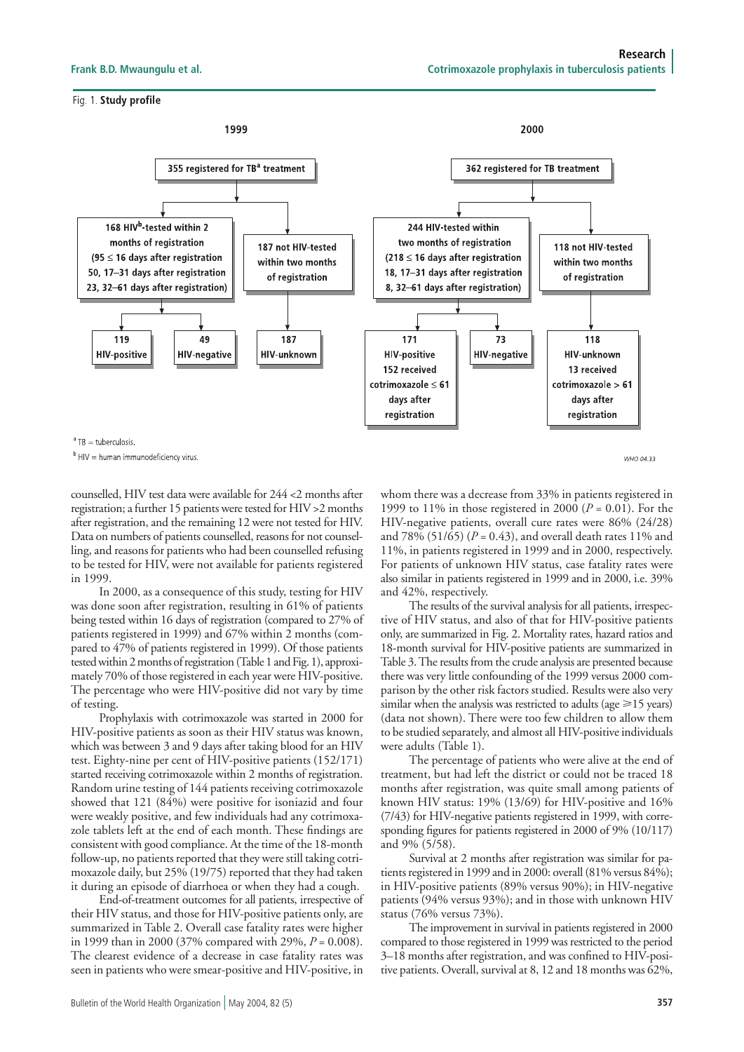Fig. 1. **Study profile**

**1999**

355 registered for TB[a] treatment

- 168 HIV[b]-tested within 2 months of registration (95 ≤ 16 days after registration 50, 17–31 days after registration 23, 32–61 days after registration)
  - 119 HIV-positive
  - 49 HIV-negative
- 187 not HIV-tested within two months of registration
  - 187 HIV-unknown

**2000**

362 registered for TB treatment

- 244 HIV-tested within two months of registration (218 ≤ 16 days after registration 18, 17–31 days after registration 8, 32–61 days after registration)
  - 171 HIV-positive 152 received cotrimoxazole ≤ 61 days after registration
  - 73 HIV-negative
- 118 not HIV-tested within two months of registration
  - 118 HIV-unknown 13 received cotrimoxazole > 61 days after registration

[a] TB = tuberculosis.

[b] HIV = human immunodeficiency virus.

counselled, HIV test data were available for 244 <2 months after registration; a further 15 patients were tested for HIV >2 months after registration, and the remaining 12 were not tested for HIV. Data on numbers of patients counselled, reasons for not counselling, and reasons for patients who had been counselled refusing to be tested for HIV, were not available for patients registered in 1999.

In 2000, as a consequence of this study, testing for HIV was done soon after registration, resulting in 61% of patients being tested within 16 days of registration (compared to 27% of patients registered in 1999) and 67% within 2 months (compared to 47% of patients registered in 1999). Of those patients tested within 2 months of registration (Table 1 and Fig. 1), approximately 70% of those registered in each year were HIV-positive. The percentage who were HIV-positive did not vary by time of testing.

Prophylaxis with cotrimoxazole was started in 2000 for HIV-positive patients as soon as their HIV status was known, which was between 3 and 9 days after taking blood for an HIV test. Eighty-nine per cent of HIV-positive patients (152/171) started receiving cotrimoxazole within 2 months of registration. Random urine testing of 144 patients receiving cotrimoxazole showed that 121 (84%) were positive for isoniazid and four were weakly positive, and few individuals had any cotrimoxazole tablets left at the end of each month. These findings are consistent with good compliance. At the time of the 18-month follow-up, no patients reported that they were still taking cotrimoxazole daily, but 25% (19/75) reported that they had taken it during an episode of diarrhoea or when they had a cough.

End-of-treatment outcomes for all patients, irrespective of their HIV status, and those for HIV-positive patients only, are summarized in Table 2. Overall case fatality rates were higher in 1999 than in 2000 (37% compared with 29%, $P = 0.008$). The clearest evidence of a decrease in case fatality rates was seen in patients who were smear-positive and HIV-positive, in whom there was a decrease from 33% in patients registered in 1999 to 11% in those registered in 2000 ($P = 0.01$). For the HIV-negative patients, overall cure rates were 86% (24/28) and 78% (51/65) ($P = 0.43$), and overall death rates 11% and 11%, in patients registered in 1999 and in 2000, respectively. For patients of unknown HIV status, case fatality rates were also similar in patients registered in 1999 and in 2000, i.e. 39% and 42%, respectively.

The results of the survival analysis for all patients, irrespective of HIV status, and also of that for HIV-positive patients only, are summarized in Fig. 2. Mortality rates, hazard ratios and 18-month survival for HIV-positive patients are summarized in Table 3. The results from the crude analysis are presented because there was very little confounding of the 1999 versus 2000 comparison by the other risk factors studied. Results were also very similar when the analysis was restricted to adults (age ≥15 years) (data not shown). There were too few children to allow them to be studied separately, and almost all HIV-positive individuals were adults (Table 1).

The percentage of patients who were alive at the end of treatment, but had left the district or could not be traced 18 months after registration, was quite small among patients of known HIV status: 19% (13/69) for HIV-positive and 16% (7/43) for HIV-negative patients registered in 1999, with corresponding figures for patients registered in 2000 of 9% (10/117) and 9% (5/58).

Survival at 2 months after registration was similar for patients registered in 1999 and in 2000: overall (81% versus 84%); in HIV-positive patients (89% versus 90%); in HIV-negative patients (94% versus 93%); and in those with unknown HIV status (76% versus 73%).

The improvement in survival in patients registered in 2000 compared to those registered in 1999 was restricted to the period 3–18 months after registration, and was confined to HIV-positive patients. Overall, survival at 8, 12 and 18 months was 62%,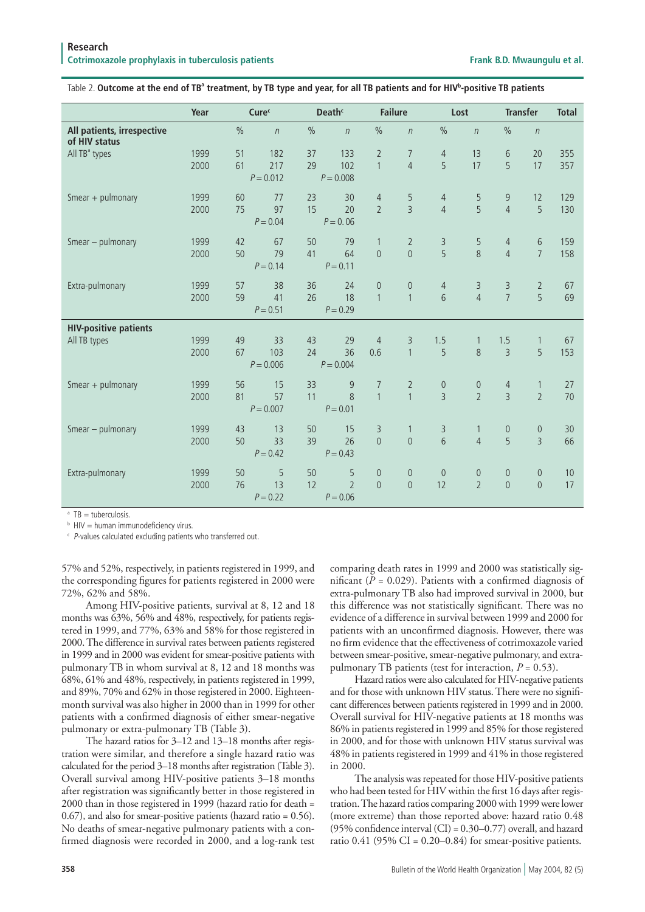Table 2. **Outcome at the end of TB[a] treatment, by TB type and year, for all TB patients and for HIV[b]-positive TB patients**

| | Year | Cure[c] | | Death[c] | | Failure | | Lost | | Transfer | | Total |
|---|---|---|---|---|---|---|---|---|---|---|---|---|
| **All patients, irrespective of HIV status** | | % | *n* | % | *n* | % | *n* | % | *n* | % | *n* | |
| All TB[a] types | 1999 | 51 | 182 | 37 | 133 | 2 | 7 | 4 | 13 | 6 | 20 | 355 |
| | 2000 | 61 | 217 | 29 | 102 | 1 | 4 | 5 | 17 | 5 | 17 | 357 |
| | | | $P = 0.012$ | | $P = 0.008$ | | | | | | | |
| Smear + pulmonary | 1999 | 60 | 77 | 23 | 30 | 4 | 5 | 4 | 5 | 9 | 12 | 129 |
| | 2000 | 75 | 97 | 15 | 20 | 2 | 3 | 4 | 5 | 4 | 5 | 130 |
| | | | $P = 0.04$ | | $P = 0.06$ | | | | | | | |
| Smear − pulmonary | 1999 | 42 | 67 | 50 | 79 | 1 | 2 | 3 | 5 | 4 | 6 | 159 |
| | 2000 | 50 | 79 | 41 | 64 | 0 | 0 | 5 | 8 | 4 | 7 | 158 |
| | | | $P = 0.14$ | | $P = 0.11$ | | | | | | | |
| Extra-pulmonary | 1999 | 57 | 38 | 36 | 24 | 0 | 0 | 4 | 3 | 3 | 2 | 67 |
| | 2000 | 59 | 41 | 26 | 18 | 1 | 1 | 6 | 4 | 7 | 5 | 69 |
| | | | $P = 0.51$ | | $P = 0.29$ | | | | | | | |
| **HIV-positive patients** | | | | | | | | | | | | |
| All TB types | 1999 | 49 | 33 | 43 | 29 | 4 | 3 | 1.5 | 1 | 1.5 | 1 | 67 |
| | 2000 | 67 | 103 | 24 | 36 | 0.6 | 1 | 5 | 8 | 3 | 5 | 153 |
| | | | $P = 0.006$ | | $P = 0.004$ | | | | | | | |
| Smear + pulmonary | 1999 | 56 | 15 | 33 | 9 | 7 | 2 | 0 | 0 | 4 | 1 | 27 |
| | 2000 | 81 | 57 | 11 | 8 | 1 | 1 | 3 | 2 | 3 | 2 | 70 |
| | | | $P = 0.007$ | | $P = 0.01$ | | | | | | | |
| Smear − pulmonary | 1999 | 43 | 13 | 50 | 15 | 3 | 1 | 3 | 1 | 0 | 0 | 30 |
| | 2000 | 50 | 33 | 39 | 26 | 0 | 0 | 6 | 4 | 5 | 3 | 66 |
| | | | $P = 0.42$ | | $P = 0.43$ | | | | | | | |
| Extra-pulmonary | 1999 | 50 | 5 | 50 | 5 | 0 | 0 | 0 | 0 | 0 | 0 | 10 |
| | 2000 | 76 | 13 | 12 | 2 | 0 | 0 | 12 | 2 | 0 | 0 | 17 |
| | | | $P = 0.22$ | | $P = 0.06$ | | | | | | | |

[a] TB = tuberculosis.

[b] HIV = human immunodeficiency virus.

[c] *P*-values calculated excluding patients who transferred out.

57% and 52%, respectively, in patients registered in 1999, and the corresponding figures for patients registered in 2000 were 72%, 62% and 58%.

Among HIV-positive patients, survival at 8, 12 and 18 months was 63%, 56% and 48%, respectively, for patients registered in 1999, and 77%, 63% and 58% for those registered in 2000. The difference in survival rates between patients registered in 1999 and in 2000 was evident for smear-positive patients with pulmonary TB in whom survival at 8, 12 and 18 months was 68%, 61% and 48%, respectively, in patients registered in 1999, and 89%, 70% and 62% in those registered in 2000. Eighteen-month survival was also higher in 2000 than in 1999 for other patients with a confirmed diagnosis of either smear-negative pulmonary or extra-pulmonary TB (Table 3).

The hazard ratios for 3–12 and 13–18 months after registration were similar, and therefore a single hazard ratio was calculated for the period 3–18 months after registration (Table 3). Overall survival among HIV-positive patients 3–18 months after registration was significantly better in those registered in 2000 than in those registered in 1999 (hazard ratio for death = 0.67), and also for smear-positive patients (hazard ratio = 0.56). No deaths of smear-negative pulmonary patients with a confirmed diagnosis were recorded in 2000, and a log-rank test comparing death rates in 1999 and 2000 was statistically significant ($P$ = 0.029). Patients with a confirmed diagnosis of extra-pulmonary TB also had improved survival in 2000, but this difference was not statistically significant. There was no evidence of a difference in survival between 1999 and 2000 for patients with an unconfirmed diagnosis. However, there was no firm evidence that the effectiveness of cotrimoxazole varied between smear-positive, smear-negative pulmonary, and extra-pulmonary TB patients (test for interaction, $P$ = 0.53).

Hazard ratios were also calculated for HIV-negative patients and for those with unknown HIV status. There were no significant differences between patients registered in 1999 and in 2000. Overall survival for HIV-negative patients at 18 months was 86% in patients registered in 1999 and 85% for those registered in 2000, and for those with unknown HIV status survival was 48% in patients registered in 1999 and 41% in those registered in 2000.

The analysis was repeated for those HIV-positive patients who had been tested for HIV within the first 16 days after registration. The hazard ratios comparing 2000 with 1999 were lower (more extreme) than those reported above: hazard ratio 0.48 (95% confidence interval (CI) = 0.30–0.77) overall, and hazard ratio 0.41 (95% CI = 0.20–0.84) for smear-positive patients.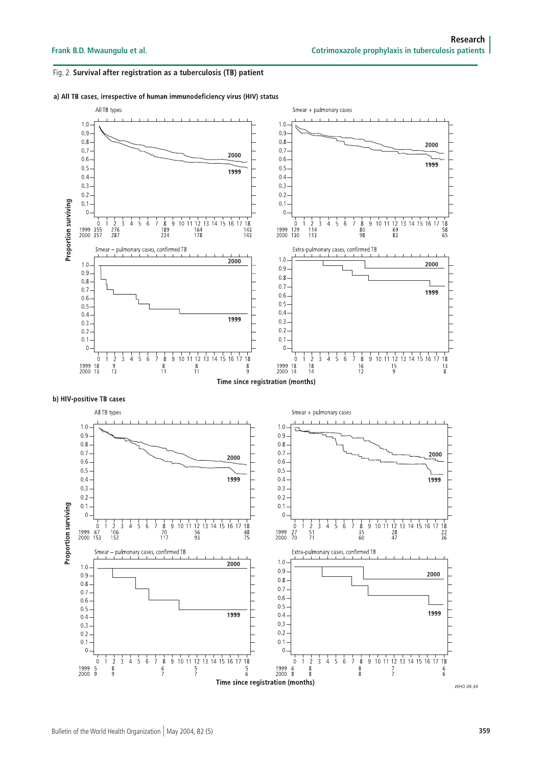Fig. 2. **Survival after registration as a tuberculosis (TB) patient**

**a) All TB cases, irrespective of human immunodeficiency virus (HIV) status**

All TB types

| | 0 | 2 | 8 | 12 | 18 |
|---|---|---|---|---|---|
| 1999 | 355 | 276 | 189 | 164 | 143 |
| 2000 | 357 | 287 | 224 | 178 | 143 |

Smear + pulmonary cases

| | 0 | 2 | 8 | 12 | 18 |
|---|---|---|---|---|---|
| 1999 | 129 | 114 | 80 | 69 | 58 |
| 2000 | 130 | 113 | 98 | 83 | 65 |

Smear – pulmonary cases, confirmed TB

| | 0 | 2 | 8 | 12 | 18 |
|---|---|---|---|---|---|
| 1999 | 18 | 9 | 8 | 8 | 8 |
| 2000 | 13 | 13 | 11 | 11 | 9 |

Extra-pulmonary cases, confirmed TB

| | 0 | 2 | 8 | 12 | 18 |
|---|---|---|---|---|---|
| 1999 | 18 | 18 | 16 | 15 | 13 |
| 2000 | 14 | 14 | 12 | 9 | 8 |

Proportion surviving; Time since registration (months)

**b) HIV-positive TB cases**

All TB types

| | 0 | 2 | 8 | 12 | 18 |
|---|---|---|---|---|---|
| 1999 | 67 | 106 | 70 | 56 | 48 |
| 2000 | 153 | 152 | 117 | 93 | 75 |

Smear + pulmonary cases

| | 0 | 2 | 8 | 12 | 18 |
|---|---|---|---|---|---|
| 1999 | 27 | 51 | 35 | 28 | 22 |
| 2000 | 70 | 71 | 60 | 47 | 36 |

Smear – pulmonary cases, confirmed TB

| | 0 | 2 | 8 | 12 | 18 |
|---|---|---|---|---|---|
| 1999 | 5 | 8 | 6 | 5 | 5 |
| 2000 | 9 | 9 | 7 | 7 | 6 |

Extra-pulmonary cases, confirmed TB

| | 0 | 2 | 8 | 12 | 18 |
|---|---|---|---|---|---|
| 1999 | 6 | 8 | 8 | 7 | 6 |
| 2000 | 8 | 8 | 8 | 7 | 6 |

Proportion surviving; Time since registration (months)

WHO 04.34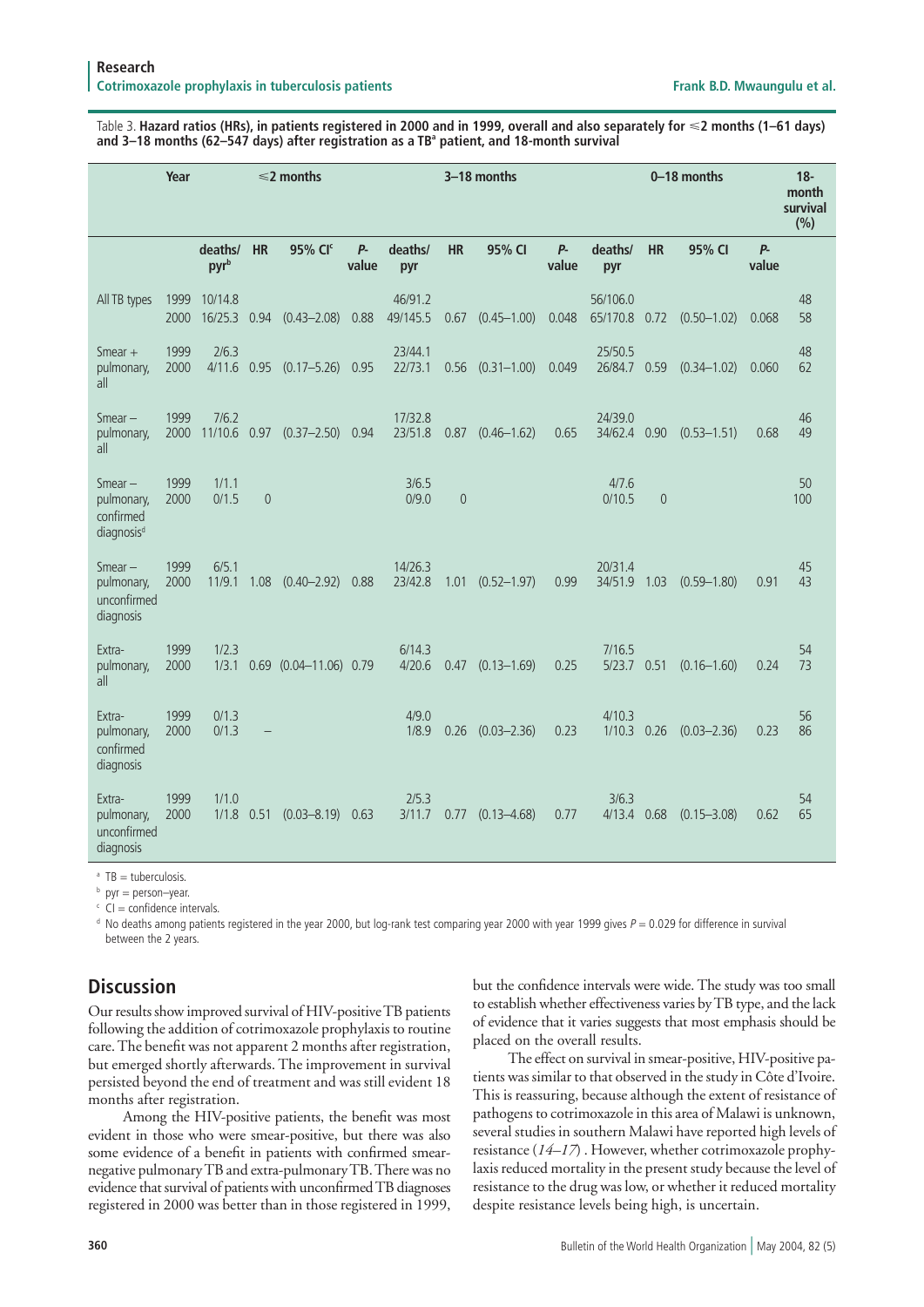Table 3. **Hazard ratios (HRs), in patients registered in 2000 and in 1999, overall and also separately for ⩽2 months (1–61 days) and 3–18 months (62–547 days) after registration as a TB[a] patient, and 18-month survival**

| | Year | ⩽2 months | | | | 3–18 months | | | | 0–18 months | | | | 18-month survival (%) |
|---|---|---|---|---|---|---|---|---|---|---|---|---|---|---|
| | | deaths/ pyr[b] | HR | 95% CI[c] | *P*-value | deaths/ pyr | HR | 95% CI | *P*-value | deaths/ pyr | HR | 95% CI | *P*-value | |
| All TB types | 1999 | 10/14.8 | | | | 46/91.2 | | | | 56/106.0 | | | | 48 |
| | 2000 | 16/25.3 | 0.94 | (0.43–2.08) | 0.88 | 49/145.5 | 0.67 | (0.45–1.00) | 0.048 | 65/170.8 | 0.72 | (0.50–1.02) | 0.068 | 58 |
| Smear + pulmonary, all | 1999 | 2/6.3 | | | | 23/44.1 | | | | 25/50.5 | | | | 48 |
| | 2000 | 4/11.6 | 0.95 | (0.17–5.26) | 0.95 | 22/73.1 | 0.56 | (0.31–1.00) | 0.049 | 26/84.7 | 0.59 | (0.34–1.02) | 0.060 | 62 |
| Smear – pulmonary, all | 1999 | 7/6.2 | | | | 17/32.8 | | | | 24/39.0 | | | | 46 |
| | 2000 | 11/10.6 | 0.97 | (0.37–2.50) | 0.94 | 23/51.8 | 0.87 | (0.46–1.62) | 0.65 | 34/62.4 | 0.90 | (0.53–1.51) | 0.68 | 49 |
| Smear – pulmonary, confirmed diagnosis[d] | 1999 | 1/1.1 | | | | 3/6.5 | | | | 4/7.6 | | | | 50 |
| | 2000 | 0/1.5 | 0 | | | 0/9.0 | 0 | | | 0/10.5 | 0 | | | 100 |
| Smear – pulmonary, unconfirmed diagnosis | 1999 | 6/5.1 | | | | 14/26.3 | | | | 20/31.4 | | | | 45 |
| | 2000 | 11/9.1 | 1.08 | (0.40–2.92) | 0.88 | 23/42.8 | 1.01 | (0.52–1.97) | 0.99 | 34/51.9 | 1.03 | (0.59–1.80) | 0.91 | 43 |
| Extra-pulmonary, all | 1999 | 1/2.3 | | | | 6/14.3 | | | | 7/16.5 | | | | 54 |
| | 2000 | 1/3.1 | 0.69 | (0.04–11.06) | 0.79 | 4/20.6 | 0.47 | (0.13–1.69) | 0.25 | 5/23.7 | 0.51 | (0.16–1.60) | 0.24 | 73 |
| Extra-pulmonary, confirmed diagnosis | 1999 | 0/1.3 | | | | 4/9.0 | | | | 4/10.3 | | | | 56 |
| | 2000 | 0/1.3 | – | | | 1/8.9 | 0.26 | (0.03–2.36) | 0.23 | 1/10.3 | 0.26 | (0.03–2.36) | 0.23 | 86 |
| Extra-pulmonary, unconfirmed diagnosis | 1999 | 1/1.0 | | | | 2/5.3 | | | | 3/6.3 | | | | 54 |
| | 2000 | 1/1.8 | 0.51 | (0.03–8.19) | 0.63 | 3/11.7 | 0.77 | (0.13–4.68) | 0.77 | 4/13.4 | 0.68 | (0.15–3.08) | 0.62 | 65 |

[a] TB = tuberculosis.

[b] pyr = person–year.

[c] CI = confidence intervals.

[d] No deaths among patients registered in the year 2000, but log-rank test comparing year 2000 with year 1999 gives $P = 0.029$ for difference in survival between the 2 years.

## Discussion

Our results show improved survival of HIV-positive TB patients following the addition of cotrimoxazole prophylaxis to routine care. The benefit was not apparent 2 months after registration, but emerged shortly afterwards. The improvement in survival persisted beyond the end of treatment and was still evident 18 months after registration.

Among the HIV-positive patients, the benefit was most evident in those who were smear-positive, but there was also some evidence of a benefit in patients with confirmed smear-negative pulmonary TB and extra-pulmonary TB. There was no evidence that survival of patients with unconfirmed TB diagnoses registered in 2000 was better than in those registered in 1999, but the confidence intervals were wide. The study was too small to establish whether effectiveness varies by TB type, and the lack of evidence that it varies suggests that most emphasis should be placed on the overall results.

The effect on survival in smear-positive, HIV-positive patients was similar to that observed in the study in Côte d'Ivoire. This is reassuring, because although the extent of resistance of pathogens to cotrimoxazole in this area of Malawi is unknown, several studies in southern Malawi have reported high levels of resistance (*14–17*) . However, whether cotrimoxazole prophylaxis reduced mortality in the present study because the level of resistance to the drug was low, or whether it reduced mortality despite resistance levels being high, is uncertain.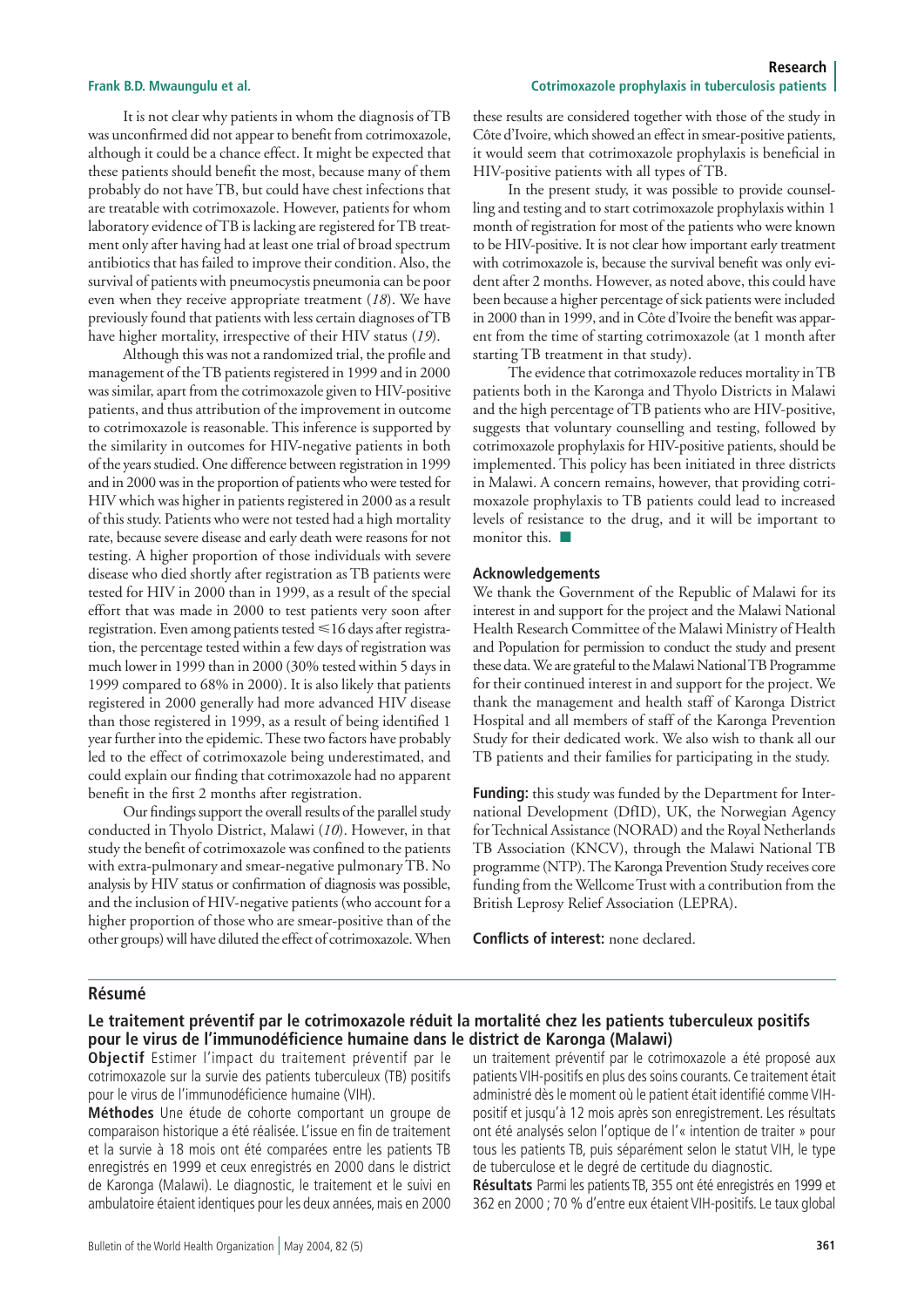It is not clear why patients in whom the diagnosis of TB was unconfirmed did not appear to benefit from cotrimoxazole, although it could be a chance effect. It might be expected that these patients should benefit the most, because many of them probably do not have TB, but could have chest infections that are treatable with cotrimoxazole. However, patients for whom laboratory evidence of TB is lacking are registered for TB treatment only after having had at least one trial of broad spectrum antibiotics that has failed to improve their condition. Also, the survival of patients with pneumocystis pneumonia can be poor even when they receive appropriate treatment (*18*). We have previously found that patients with less certain diagnoses of TB have higher mortality, irrespective of their HIV status (*19*).

Although this was not a randomized trial, the profile and management of the TB patients registered in 1999 and in 2000 was similar, apart from the cotrimoxazole given to HIV-positive patients, and thus attribution of the improvement in outcome to cotrimoxazole is reasonable. This inference is supported by the similarity in outcomes for HIV-negative patients in both of the years studied. One difference between registration in 1999 and in 2000 was in the proportion of patients who were tested for HIV which was higher in patients registered in 2000 as a result of this study. Patients who were not tested had a high mortality rate, because severe disease and early death were reasons for not testing. A higher proportion of those individuals with severe disease who died shortly after registration as TB patients were tested for HIV in 2000 than in 1999, as a result of the special effort that was made in 2000 to test patients very soon after registration. Even among patients tested ≤16 days after registration, the percentage tested within a few days of registration was much lower in 1999 than in 2000 (30% tested within 5 days in 1999 compared to 68% in 2000). It is also likely that patients registered in 2000 generally had more advanced HIV disease than those registered in 1999, as a result of being identified 1 year further into the epidemic. These two factors have probably led to the effect of cotrimoxazole being underestimated, and could explain our finding that cotrimoxazole had no apparent benefit in the first 2 months after registration.

Our findings support the overall results of the parallel study conducted in Thyolo District, Malawi (*10*). However, in that study the benefit of cotrimoxazole was confined to the patients with extra-pulmonary and smear-negative pulmonary TB. No analysis by HIV status or confirmation of diagnosis was possible, and the inclusion of HIV-negative patients (who account for a higher proportion of those who are smear-positive than of the other groups) will have diluted the effect of cotrimoxazole. When these results are considered together with those of the study in Côte d'Ivoire, which showed an effect in smear-positive patients, it would seem that cotrimoxazole prophylaxis is beneficial in HIV-positive patients with all types of TB.

In the present study, it was possible to provide counselling and testing and to start cotrimoxazole prophylaxis within 1 month of registration for most of the patients who were known to be HIV-positive. It is not clear how important early treatment with cotrimoxazole is, because the survival benefit was only evident after 2 months. However, as noted above, this could have been because a higher percentage of sick patients were included in 2000 than in 1999, and in Côte d'Ivoire the benefit was apparent from the time of starting cotrimoxazole (at 1 month after starting TB treatment in that study).

The evidence that cotrimoxazole reduces mortality in TB patients both in the Karonga and Thyolo Districts in Malawi and the high percentage of TB patients who are HIV-positive, suggests that voluntary counselling and testing, followed by cotrimoxazole prophylaxis for HIV-positive patients, should be implemented. This policy has been initiated in three districts in Malawi. A concern remains, however, that providing cotrimoxazole prophylaxis to TB patients could lead to increased levels of resistance to the drug, and it will be important to monitor this. ■

## Acknowledgements

We thank the Government of the Republic of Malawi for its interest in and support for the project and the Malawi National Health Research Committee of the Malawi Ministry of Health and Population for permission to conduct the study and present these data. We are grateful to the Malawi National TB Programme for their continued interest in and support for the project. We thank the management and health staff of Karonga District Hospital and all members of staff of the Karonga Prevention Study for their dedicated work. We also wish to thank all our TB patients and their families for participating in the study.

**Funding:** this study was funded by the Department for International Development (DfID), UK, the Norwegian Agency for Technical Assistance (NORAD) and the Royal Netherlands TB Association (KNCV), through the Malawi National TB programme (NTP). The Karonga Prevention Study receives core funding from the Wellcome Trust with a contribution from the British Leprosy Relief Association (LEPRA).

**Conflicts of interest:** none declared.

## Résumé

### Le traitement préventif par le cotrimoxazole réduit la mortalité chez les patients tuberculeux positifs pour le virus de l'immunodéficience humaine dans le district de Karonga (Malawi)

**Objectif** Estimer l'impact du traitement préventif par le cotrimoxazole sur la survie des patients tuberculeux (TB) positifs pour le virus de l'immunodéficience humaine (VIH).

**Méthodes** Une étude de cohorte comportant un groupe de comparaison historique a été réalisée. L'issue en fin de traitement et la survie à 18 mois ont été comparées entre les patients TB enregistrés en 1999 et ceux enregistrés en 2000 dans le district de Karonga (Malawi). Le diagnostic, le traitement et le suivi en ambulatoire étaient identiques pour les deux années, mais en 2000 un traitement préventif par le cotrimoxazole a été proposé aux patients VIH-positifs en plus des soins courants. Ce traitement était administré dès le moment où le patient était identifié comme VIH-positif et jusqu'à 12 mois après son enregistrement. Les résultats ont été analysés selon l'optique de l'« intention de traiter » pour tous les patients TB, puis séparément selon le statut VIH, le type de tuberculose et le degré de certitude du diagnostic.

**Résultats** Parmi les patients TB, 355 ont été enregistrés en 1999 et 362 en 2000 ; 70 % d'entre eux étaient VIH-positifs. Le taux global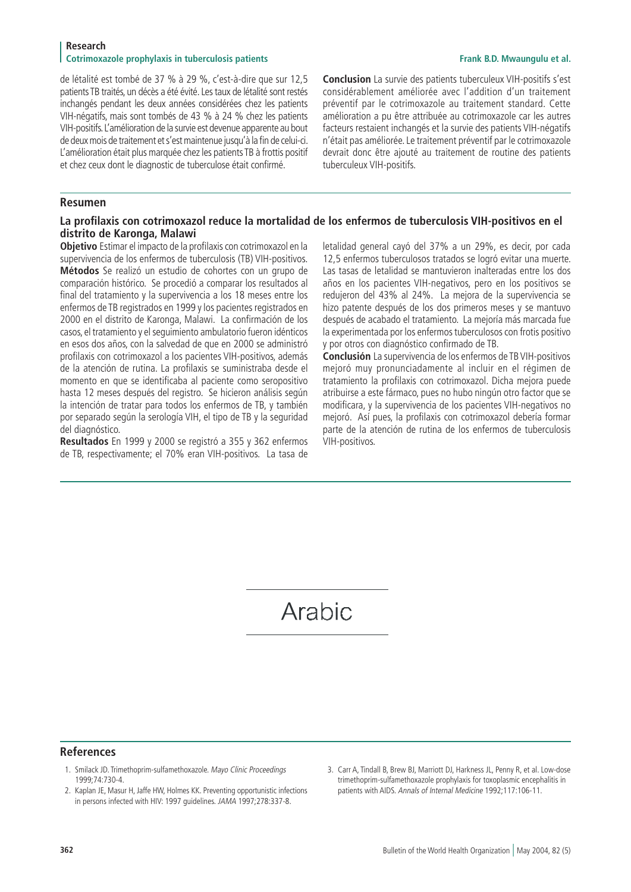de létalité est tombé de 37 % à 29 %, c'est-à-dire que sur 12,5 patients TB traités, un décès a été évité. Les taux de létalité sont restés inchangés pendant les deux années considérées chez les patients VIH-négatifs, mais sont tombés de 43 % à 24 % chez les patients VIH-positifs. L'amélioration de la survie est devenue apparente au bout de deux mois de traitement et s'est maintenue jusqu'à la fin de celui-ci. L'amélioration était plus marquée chez les patients TB à frottis positif et chez ceux dont le diagnostic de tuberculose était confirmé.

**Conclusion** La survie des patients tuberculeux VIH-positifs s'est considérablement améliorée avec l'addition d'un traitement préventif par le cotrimoxazole au traitement standard. Cette amélioration a pu être attribuée au cotrimoxazole car les autres facteurs restaient inchangés et la survie des patients VIH-négatifs n'était pas améliorée. Le traitement préventif par le cotrimoxazole devrait donc être ajouté au traitement de routine des patients tuberculeux VIH-positifs.

## Resumen

### La profilaxis con cotrimoxazol reduce la mortalidad de los enfermos de tuberculosis VIH-positivos en el distrito de Karonga, Malawi

**Objetivo** Estimar el impacto de la profilaxis con cotrimoxazol en la supervivencia de los enfermos de tuberculosis (TB) VIH-positivos.

**Métodos** Se realizó un estudio de cohortes con un grupo de comparación histórico. Se procedió a comparar los resultados al final del tratamiento y la supervivencia a los 18 meses entre los enfermos de TB registrados en 1999 y los pacientes registrados en 2000 en el distrito de Karonga, Malawi. La confirmación de los casos, el tratamiento y el seguimiento ambulatorio fueron idénticos en esos dos años, con la salvedad de que en 2000 se administró profilaxis con cotrimoxazol a los pacientes VIH-positivos, además de la atención de rutina. La profilaxis se suministraba desde el momento en que se identificaba al paciente como seropositivo hasta 12 meses después del registro. Se hicieron análisis según la intención de tratar para todos los enfermos de TB, y también por separado según la serología VIH, el tipo de TB y la seguridad del diagnóstico.

**Resultados** En 1999 y 2000 se registró a 355 y 362 enfermos de TB, respectivamente; el 70% eran VIH-positivos. La tasa de letalidad general cayó del 37% a un 29%, es decir, por cada 12,5 enfermos tuberculosos tratados se logró evitar una muerte. Las tasas de letalidad se mantuvieron inalteradas entre los dos años en los pacientes VIH-negativos, pero en los positivos se redujeron del 43% al 24%. La mejora de la supervivencia se hizo patente después de los dos primeros meses y se mantuvo después de acabado el tratamiento. La mejoría más marcada fue la experimentada por los enfermos tuberculosos con frotis positivo y por otros con diagnóstico confirmado de TB.

**Conclusión** La supervivencia de los enfermos de TB VIH-positivos mejoró muy pronunciadamente al incluir en el régimen de tratamiento la profilaxis con cotrimoxazol. Dicha mejora puede atribuirse a este fármaco, pues no hubo ningún otro factor que se modificara, y la supervivencia de los pacientes VIH-negativos no mejoró. Así pues, la profilaxis con cotrimoxazol debería formar parte de la atención de rutina de los enfermos de tuberculosis VIH-positivos.

## Arabic

## References

1. Smilack JD. Trimethoprim-sulfamethoxazole. *Mayo Clinic Proceedings* 1999;74:730-4.
2. Kaplan JE, Masur H, Jaffe HW, Holmes KK. Preventing opportunistic infections in persons infected with HIV: 1997 guidelines. *JAMA* 1997;278:337-8.
3. Carr A, Tindall B, Brew BJ, Marriott DJ, Harkness JL, Penny R, et al. Low-dose trimethoprim-sulfamethoxazole prophylaxis for toxoplasmic encephalitis in patients with AIDS. *Annals of Internal Medicine* 1992;117:106-11.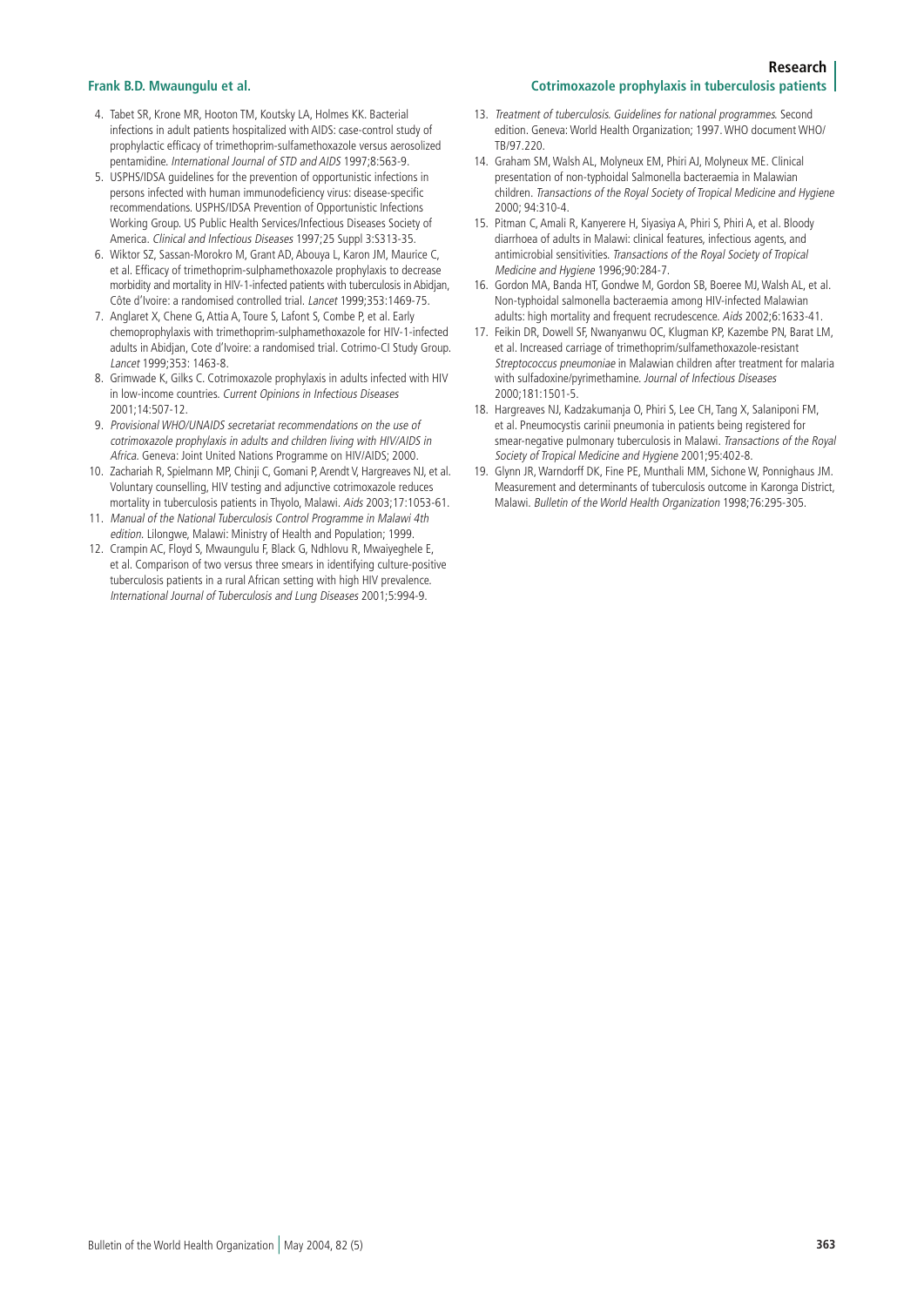4. Tabet SR, Krone MR, Hooton TM, Koutsky LA, Holmes KK. Bacterial infections in adult patients hospitalized with AIDS: case-control study of prophylactic efficacy of trimethoprim-sulfamethoxazole versus aerosolized pentamidine. *International Journal of STD and AIDS* 1997;8:563-9.
5. USPHS/IDSA guidelines for the prevention of opportunistic infections in persons infected with human immunodeficiency virus: disease-specific recommendations. USPHS/IDSA Prevention of Opportunistic Infections Working Group. US Public Health Services/Infectious Diseases Society of America. *Clinical and Infectious Diseases* 1997;25 Suppl 3:S313-35.
6. Wiktor SZ, Sassan-Morokro M, Grant AD, Abouya L, Karon JM, Maurice C, et al. Efficacy of trimethoprim-sulphamethoxazole prophylaxis to decrease morbidity and mortality in HIV-1-infected patients with tuberculosis in Abidjan, Côte d'Ivoire: a randomised controlled trial. *Lancet* 1999;353:1469-75.
7. Anglaret X, Chene G, Attia A, Toure S, Lafont S, Combe P, et al. Early chemoprophylaxis with trimethoprim-sulphamethoxazole for HIV-1-infected adults in Abidjan, Cote d'Ivoire: a randomised trial. Cotrimo-CI Study Group. *Lancet* 1999;353: 1463-8.
8. Grimwade K, Gilks C. Cotrimoxazole prophylaxis in adults infected with HIV in low-income countries. *Current Opinions in Infectious Diseases* 2001;14:507-12.
9. *Provisional WHO/UNAIDS secretariat recommendations on the use of cotrimoxazole prophylaxis in adults and children living with HIV/AIDS in Africa.* Geneva: Joint United Nations Programme on HIV/AIDS; 2000.
10. Zachariah R, Spielmann MP, Chinji C, Gomani P, Arendt V, Hargreaves NJ, et al. Voluntary counselling, HIV testing and adjunctive cotrimoxazole reduces mortality in tuberculosis patients in Thyolo, Malawi. *Aids* 2003;17:1053-61.
11. *Manual of the National Tuberculosis Control Programme in Malawi 4th edition.* Lilongwe, Malawi: Ministry of Health and Population; 1999.
12. Crampin AC, Floyd S, Mwaungulu F, Black G, Ndhlovu R, Mwaiyeghele E, et al. Comparison of two versus three smears in identifying culture-positive tuberculosis patients in a rural African setting with high HIV prevalence. *International Journal of Tuberculosis and Lung Diseases* 2001;5:994-9.
13. *Treatment of tuberculosis. Guidelines for national programmes.* Second edition. Geneva: World Health Organization; 1997. WHO document WHO/TB/97.220.
14. Graham SM, Walsh AL, Molyneux EM, Phiri AJ, Molyneux ME. Clinical presentation of non-typhoidal Salmonella bacteraemia in Malawian children. *Transactions of the Royal Society of Tropical Medicine and Hygiene* 2000; 94:310-4.
15. Pitman C, Amali R, Kanyerere H, Siyasiya A, Phiri S, Phiri A, et al. Bloody diarrhoea of adults in Malawi: clinical features, infectious agents, and antimicrobial sensitivities. *Transactions of the Royal Society of Tropical Medicine and Hygiene* 1996;90:284-7.
16. Gordon MA, Banda HT, Gondwe M, Gordon SB, Boeree MJ, Walsh AL, et al. Non-typhoidal salmonella bacteraemia among HIV-infected Malawian adults: high mortality and frequent recrudescence. *Aids* 2002;6:1633-41.
17. Feikin DR, Dowell SF, Nwanyanwu OC, Klugman KP, Kazembe PN, Barat LM, et al. Increased carriage of trimethoprim/sulfamethoxazole-resistant *Streptococcus pneumoniae* in Malawian children after treatment for malaria with sulfadoxine/pyrimethamine. *Journal of Infectious Diseases* 2000;181:1501-5.
18. Hargreaves NJ, Kadzakumanja O, Phiri S, Lee CH, Tang X, Salaniponi FM, et al. Pneumocystis carinii pneumonia in patients being registered for smear-negative pulmonary tuberculosis in Malawi. *Transactions of the Royal Society of Tropical Medicine and Hygiene* 2001;95:402-8.
19. Glynn JR, Warndorff DK, Fine PE, Munthali MM, Sichone W, Ponnighaus JM. Measurement and determinants of tuberculosis outcome in Karonga District, Malawi. *Bulletin of the World Health Organization* 1998;76:295-305.